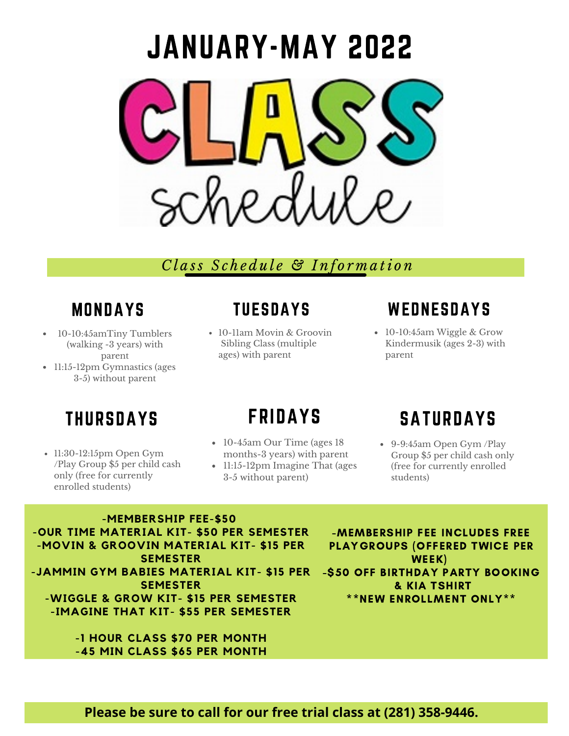# JANUARY-MAY 2022

# CLASS schedule

*Class Schedule & Information*

## MONDAYS

- 10-10:45amTiny Tumblers (walking -3 years) with parent
- 11:15-12pm Gymnastics (ages 3-5) without parent

## TUESDAYS

- 10-11am Movin & Groovin Sibling Class (multiple ages) with parent

## WEDNESDAYS

- 10-10:45am Wiggle & Grow Kindermusik (ages 2-3) with parent

## THURSDAYS

- 11:30-12:15pm Open Gym /Play Group $5 per child cash only (free for currently enrolled students)

## FRIDAYS

- 10-45am Our Time (ages 18 months-3 years) with parent
- 11:15-12pm Imagine That (ages 3-5 without parent)

## SATURDAYS

- 9-9:45am Open Gym /Play Group $5 per child cash only (free for currently enrolled students)

**-MEMBERSHIP FEE-$50**
**-OUR TIME MATERIAL KIT- $50 PER SEMESTER**
**-MOVIN & GROOVIN MATERIAL KIT- $15 PER SEMESTER**
**-JAMMIN GYM BABIES MATERIAL KIT- $15 PER SEMESTER**
**-WIGGLE & GROW KIT- $15 PER SEMESTER**
**-IMAGINE THAT KIT- $55 PER SEMESTER**

**-1 HOUR CLASS $70 PER MONTH**
**-45 MIN CLASS $65 PER MONTH**

**-MEMBERSHIP FEE INCLUDES FREE PLAYGROUPS (OFFERED TWICE PER WEEK)**
**-$50 OFF BIRTHDAY PARTY BOOKING & KIA TSHIRT**
**\*\*NEW ENROLLMENT ONLY\*\***

**Please be sure to call for our free trial class at (281) 358-9446.**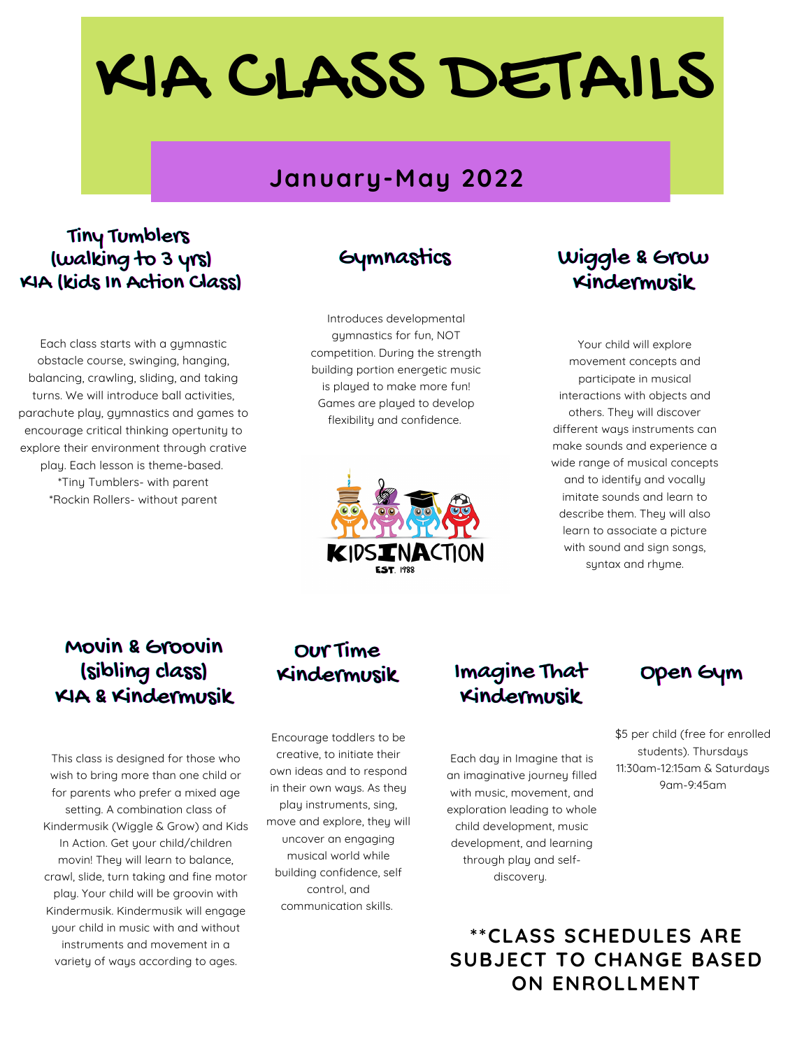# KIA CLASS DETAILS

## January-May 2022

### Tiny Tumblers (walking to 3 yrs) KIA (Kids In Action Class)

Each class starts with a gymnastic obstacle course, swinging, hanging, balancing, crawling, sliding, and taking turns. We will introduce ball activities, parachute play, gymnastics and games to encourage critical thinking opertunity to explore their environment through crative play. Each lesson is theme-based.
*Tiny Tumblers- with parent
*Rockin Rollers- without parent

### Gymnastics

Introduces developmental gymnastics for fun, NOT competition. During the strength building portion energetic music is played to make more fun! Games are played to develop flexibility and confidence.

KIDS IN ACTION EST. 1988

### Wiggle & Grow Kindermusik

Your child will explore movement concepts and participate in musical interactions with objects and others. They will discover different ways instruments can make sounds and experience a wide range of musical concepts and to identify and vocally imitate sounds and learn to describe them. They will also learn to associate a picture with sound and sign songs, syntax and rhyme.

### Movin & Groovin (sibling class) KIA & Kindermusik

This class is designed for those who wish to bring more than one child or for parents who prefer a mixed age setting. A combination class of Kindermusik (Wiggle & Grow) and Kids In Action. Get your child/children movin! They will learn to balance, crawl, slide, turn taking and fine motor play. Your child will be groovin with Kindermusik. Kindermusik will engage your child in music with and without instruments and movement in a variety of ways according to ages.

### Our Time Kindermusik

Encourage toddlers to be creative, to initiate their own ideas and to respond in their own ways. As they play instruments, sing, move and explore, they will uncover an engaging musical world while building confidence, self control, and communication skills.

### Imagine That Kindermusik

Each day in Imagine that is an imaginative journey filled with music, movement, and exploration leading to whole child development, music development, and learning through play and self-discovery.

### Open Gym

$5 per child (free for enrolled students). Thursdays 11:30am-12:15am & Saturdays 9am-9:45am

**CLASS SCHEDULES ARE SUBJECT TO CHANGE BASED ON ENROLLMENT